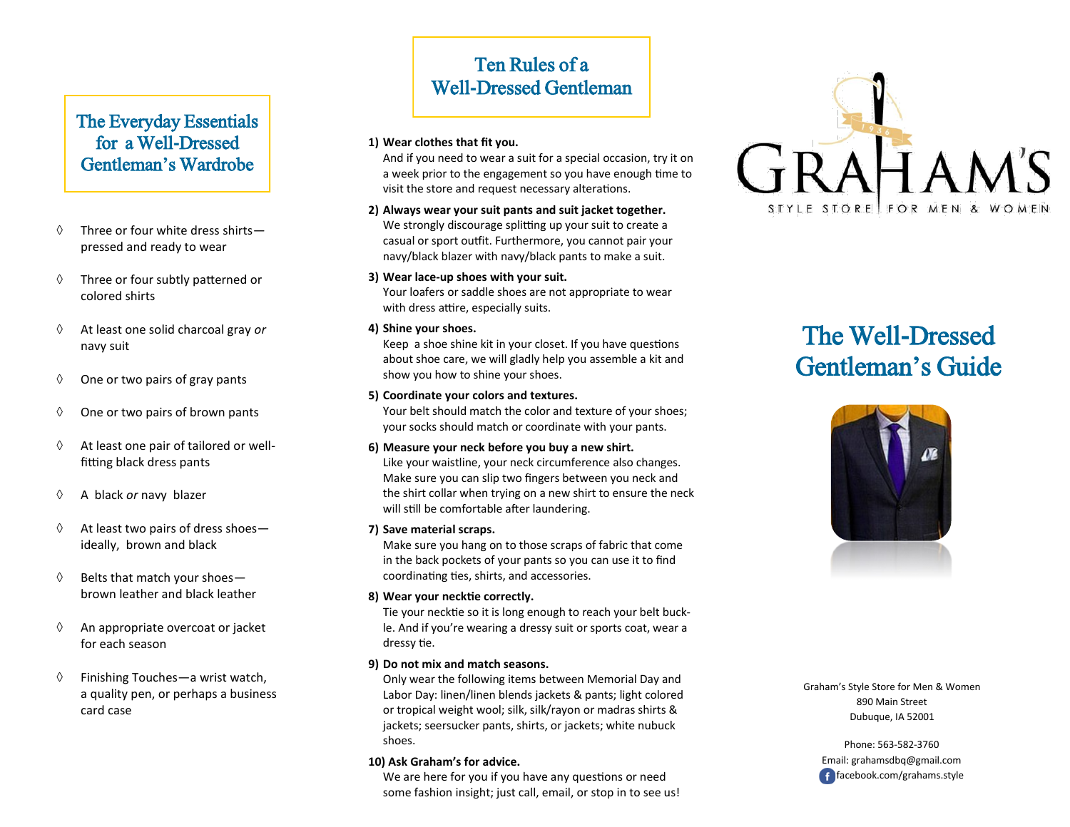## The Everyday Essentials for a Well-Dressed Gentleman's Wardrobe

- Three or four white dress shirts—pressed and ready to wear
- Three or four subtly patterned or colored shirts
- At least one solid charcoal gray *or* navy suit
- One or two pairs of gray pants
- One or two pairs of brown pants
- At least one pair of tailored or well-fitting black dress pants
- A black *or* navy blazer
- At least two pairs of dress shoes—ideally, brown and black
- Belts that match your shoes—brown leather and black leather
- An appropriate overcoat or jacket for each season
- Finishing Touches—a wrist watch, a quality pen, or perhaps a business card case

## Ten Rules of a Well-Dressed Gentleman

1) **Wear clothes that fit you.**
   And if you need to wear a suit for a special occasion, try it on a week prior to the engagement so you have enough time to visit the store and request necessary alterations.

2) **Always wear your suit pants and suit jacket together.**
   We strongly discourage splitting up your suit to create a casual or sport outfit. Furthermore, you cannot pair your navy/black blazer with navy/black pants to make a suit.

3) **Wear lace-up shoes with your suit.**
   Your loafers or saddle shoes are not appropriate to wear with dress attire, especially suits.

4) **Shine your shoes.**
   Keep a shoe shine kit in your closet. If you have questions about shoe care, we will gladly help you assemble a kit and show you how to shine your shoes.

5) **Coordinate your colors and textures.**
   Your belt should match the color and texture of your shoes; your socks should match or coordinate with your pants.

6) **Measure your neck before you buy a new shirt.**
   Like your waistline, your neck circumference also changes. Make sure you can slip two fingers between you neck and the shirt collar when trying on a new shirt to ensure the neck will still be comfortable after laundering.

7) **Save material scraps.**
   Make sure you hang on to those scraps of fabric that come in the back pockets of your pants so you can use it to find coordinating ties, shirts, and accessories.

8) **Wear your necktie correctly.**
   Tie your necktie so it is long enough to reach your belt buckle. And if you're wearing a dressy suit or sports coat, wear a dressy tie.

9) **Do not mix and match seasons.**
   Only wear the following items between Memorial Day and Labor Day: linen/linen blends jackets & pants; light colored or tropical weight wool; silk, silk/rayon or madras shirts & jackets; seersucker pants, shirts, or jackets; white nubuck shoes.

10) **Ask Graham's for advice.**
    We are here for you if you have any questions or need some fashion insight; just call, email, or stop in to see us!

GRAHAM'S
1936
STYLE STORE FOR MEN & WOMEN

# The Well-Dressed Gentleman's Guide

Graham's Style Store for Men & Women
890 Main Street
Dubuque, IA 52001

Phone: 563-582-3760
Email: grahamsdbq@gmail.com
facebook.com/grahams.style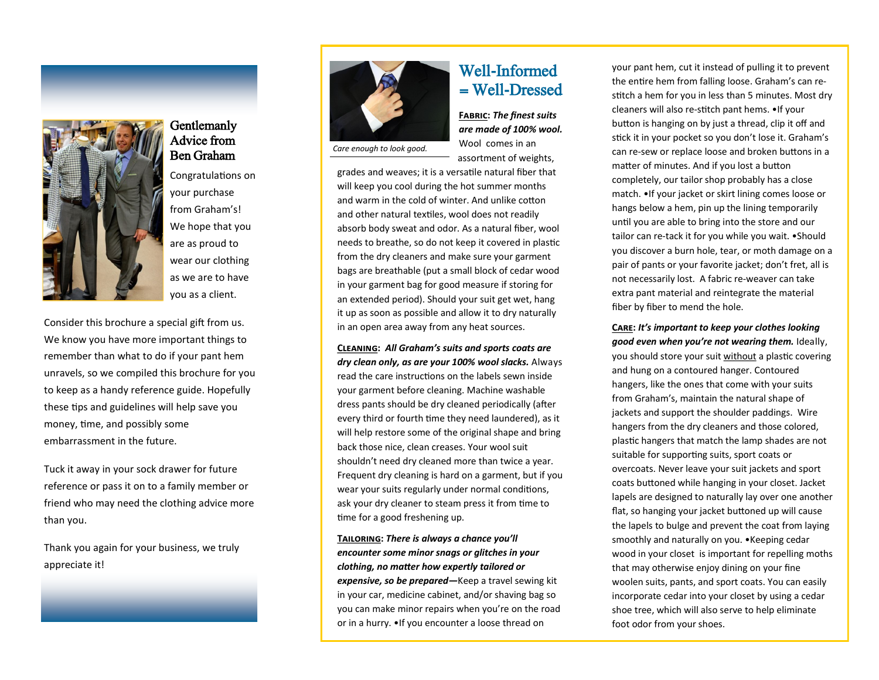## Gentlemanly Advice from Ben Graham

Congratulations on your purchase from Graham's! We hope that you are as proud to wear our clothing as we are to have you as a client.

Consider this brochure a special gift from us. We know you have more important things to remember than what to do if your pant hem unravels, so we compiled this brochure for you to keep as a handy reference guide. Hopefully these tips and guidelines will help save you money, time, and possibly some embarrassment in the future.

Tuck it away in your sock drawer for future reference or pass it on to a family member or friend who may need the clothing advice more than you.

Thank you again for your business, we truly appreciate it!

*Care enough to look good.*

## Well-Informed = Well-Dressed

**FABRIC**: ***The finest suits are made of 100% wool.*** Wool comes in an assortment of weights, grades and weaves; it is a versatile natural fiber that will keep you cool during the hot summer months and warm in the cold of winter. And unlike cotton and other natural textiles, wool does not readily absorb body sweat and odor. As a natural fiber, wool needs to breathe, so do not keep it covered in plastic from the dry cleaners and make sure your garment bags are breathable (put a small block of cedar wood in your garment bag for good measure if storing for an extended period). Should your suit get wet, hang it up as soon as possible and allow it to dry naturally in an open area away from any heat sources.

**CLEANING**: ***All Graham's suits and sports coats are dry clean only, as are your 100% wool slacks.*** Always read the care instructions on the labels sewn inside your garment before cleaning. Machine washable dress pants should be dry cleaned periodically (after every third or fourth time they need laundered), as it will help restore some of the original shape and bring back those nice, clean creases. Your wool suit shouldn't need dry cleaned more than twice a year. Frequent dry cleaning is hard on a garment, but if you wear your suits regularly under normal conditions, ask your dry cleaner to steam press it from time to time for a good freshening up.

**TAILORING**: ***There is always a chance you'll encounter some minor snags or glitches in your clothing, no matter how expertly tailored or expensive, so be prepared***—Keep a travel sewing kit in your car, medicine cabinet, and/or shaving bag so you can make minor repairs when you're on the road or in a hurry. •If you encounter a loose thread on your pant hem, cut it instead of pulling it to prevent the entire hem from falling loose. Graham's can re-stitch a hem for you in less than 5 minutes. Most dry cleaners will also re-stitch pant hems. •If your button is hanging on by just a thread, clip it off and stick it in your pocket so you don't lose it. Graham's can re-sew or replace loose and broken buttons in a matter of minutes. And if you lost a button completely, our tailor shop probably has a close match. •If your jacket or skirt lining comes loose or hangs below a hem, pin up the lining temporarily until you are able to bring into the store and our tailor can re-tack it for you while you wait. •Should you discover a burn hole, tear, or moth damage on a pair of pants or your favorite jacket; don't fret, all is not necessarily lost. A fabric re-weaver can take extra pant material and reintegrate the material fiber by fiber to mend the hole.

**CARE**: ***It's important to keep your clothes looking good even when you're not wearing them.*** Ideally, you should store your suit without a plastic covering and hung on a contoured hanger. Contoured hangers, like the ones that come with your suits from Graham's, maintain the natural shape of jackets and support the shoulder paddings. Wire hangers from the dry cleaners and those colored, plastic hangers that match the lamp shades are not suitable for supporting suits, sport coats or overcoats. Never leave your suit jackets and sport coats buttoned while hanging in your closet. Jacket lapels are designed to naturally lay over one another flat, so hanging your jacket buttoned up will cause the lapels to bulge and prevent the coat from laying smoothly and naturally on you. •Keeping cedar wood in your closet is important for repelling moths that may otherwise enjoy dining on your fine woolen suits, pants, and sport coats. You can easily incorporate cedar into your closet by using a cedar shoe tree, which will also serve to help eliminate foot odor from your shoes.